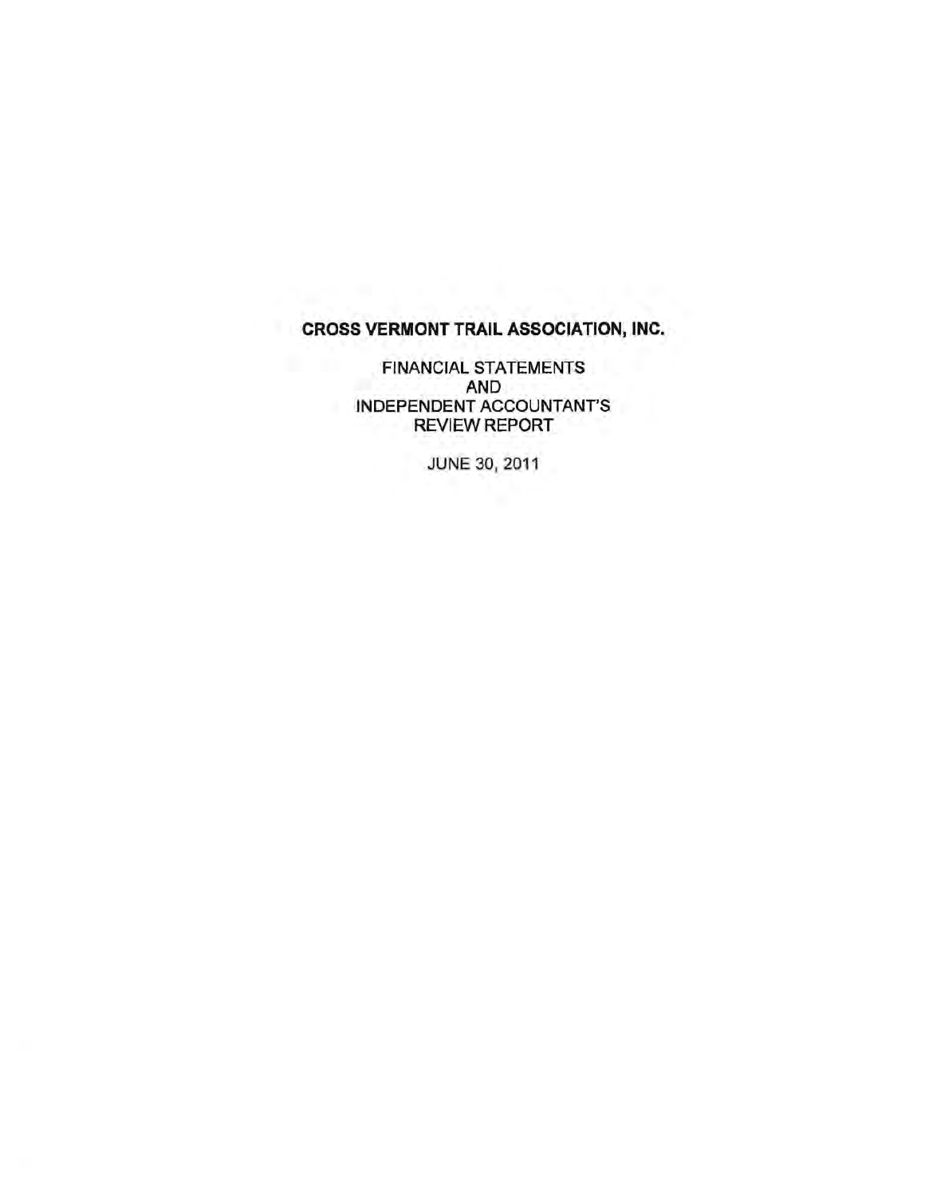# CROSS VERMONT TRAIL ASSOCIATION, INC.

FINANCIAL STATEMENTS
AND
INDEPENDENT ACCOUNTANT'S
REVIEW REPORT

JUNE 30, 2011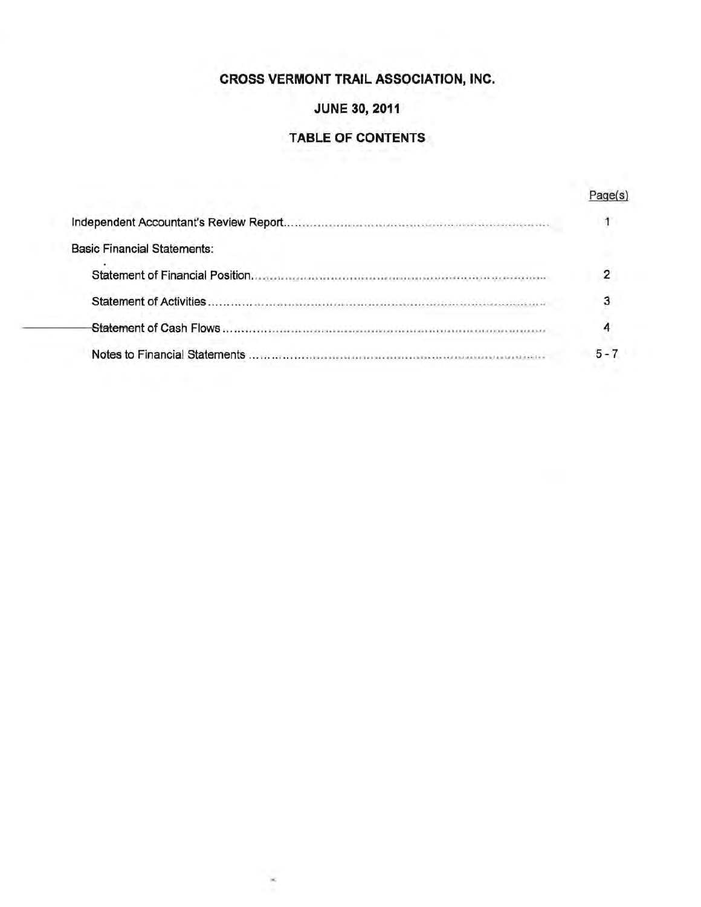# CROSS VERMONT TRAIL ASSOCIATION, INC.

## JUNE 30, 2011

## TABLE OF CONTENTS

| | Page(s) |
|---|---|
| Independent Accountant's Review Report | 1 |
| Basic Financial Statements: | |
| Statement of Financial Position | 2 |
| Statement of Activities | 3 |
| Statement of Cash Flows | 4 |
| Notes to Financial Statements | 5 - 7 |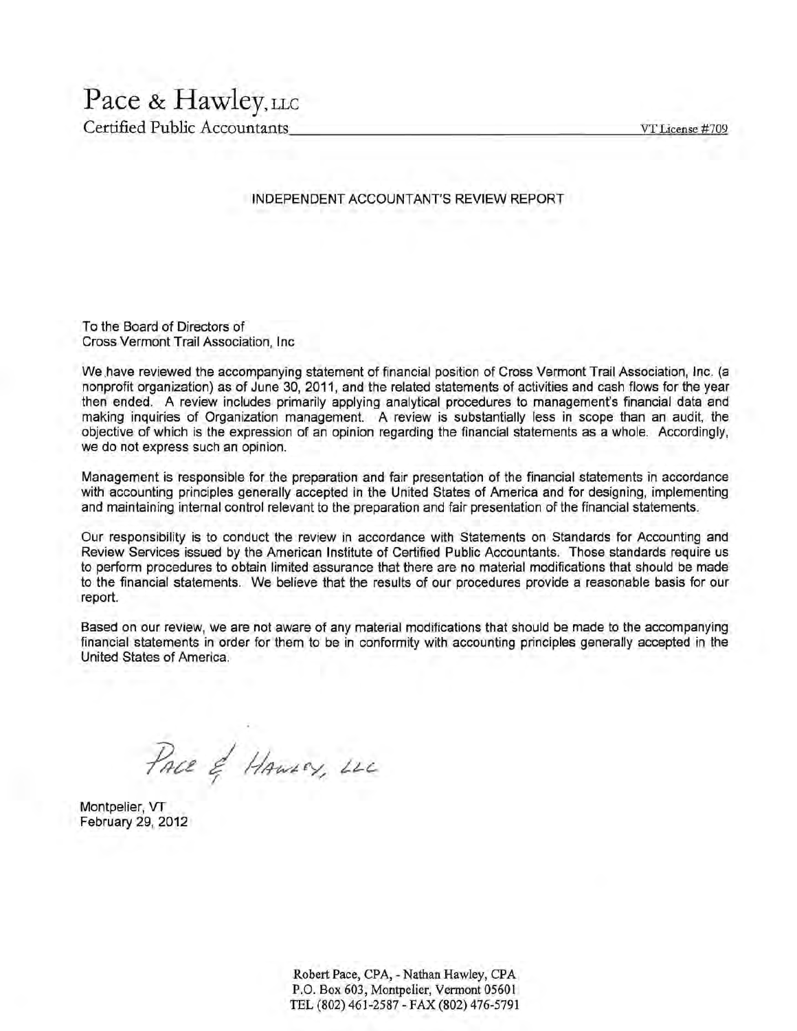# Pace & Hawley, LLC

Certified Public Accountants VT License #709

## INDEPENDENT ACCOUNTANT'S REVIEW REPORT

To the Board of Directors of
Cross Vermont Trail Association, Inc

We have reviewed the accompanying statement of financial position of Cross Vermont Trail Association, Inc. (a nonprofit organization) as of June 30, 2011, and the related statements of activities and cash flows for the year then ended. A review includes primarily applying analytical procedures to management's financial data and making inquiries of Organization management. A review is substantially less in scope than an audit, the objective of which is the expression of an opinion regarding the financial statements as a whole. Accordingly, we do not express such an opinion.

Management is responsible for the preparation and fair presentation of the financial statements in accordance with accounting principles generally accepted in the United States of America and for designing, implementing and maintaining internal control relevant to the preparation and fair presentation of the financial statements.

Our responsibility is to conduct the review in accordance with Statements on Standards for Accounting and Review Services issued by the American Institute of Certified Public Accountants. Those standards require us to perform procedures to obtain limited assurance that there are no material modifications that should be made to the financial statements. We believe that the results of our procedures provide a reasonable basis for our report.

Based on our review, we are not aware of any material modifications that should be made to the accompanying financial statements in order for them to be in conformity with accounting principles generally accepted in the United States of America.

Pace & Hawley, LLC

Montpelier, VT
February 29, 2012

Robert Pace, CPA, - Nathan Hawley, CPA
P.O. Box 603, Montpelier, Vermont 05601
TEL (802) 461-2587 - FAX (802) 476-5791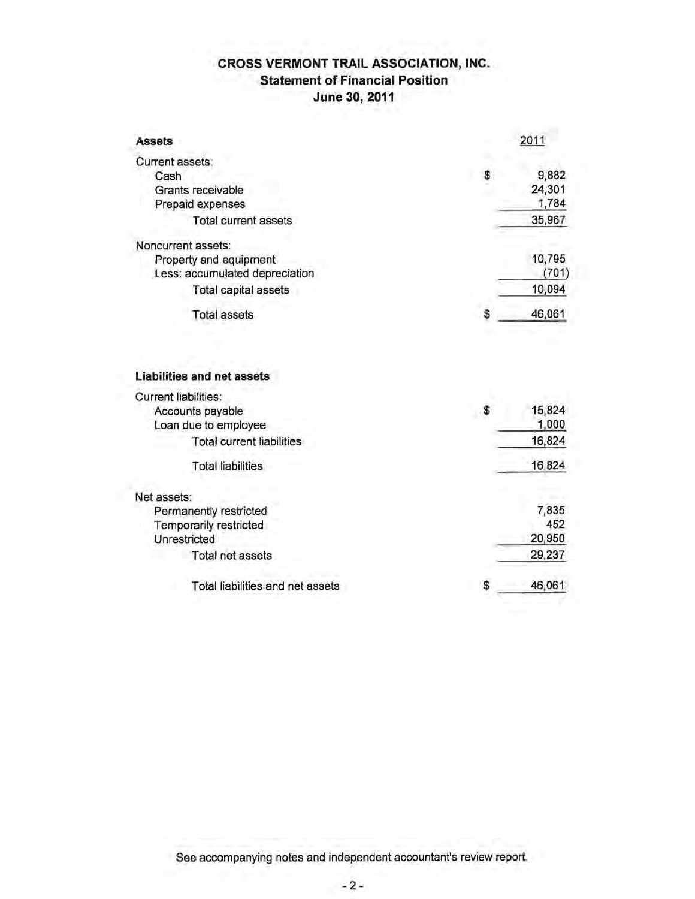# CROSS VERMONT TRAIL ASSOCIATION, INC.
## Statement of Financial Position
## June 30, 2011

| Assets | | 2011 |
|---|---|---|
| Current assets: | | |
| Cash | $ | 9,882 |
| Grants receivable | | 24,301 |
| Prepaid expenses | | 1,784 |
| Total current assets | | 35,967 |
| Noncurrent assets: | | |
| Property and equipment | | 10,795 |
| Less: accumulated depreciation | | (701) |
| Total capital assets | | 10,094 |
| Total assets | $ | 46,061 |

| Liabilities and net assets | | |
|---|---|---|
| Current liabilities: | | |
| Accounts payable | $ | 15,824 |
| Loan due to employee | | 1,000 |
| Total current liabilities | | 16,824 |
| Total liabilities | | 16,824 |
| Net assets: | | |
| Permanently restricted | | 7,835 |
| Temporarily restricted | | 452 |
| Unrestricted | | 20,950 |
| Total net assets | | 29,237 |
| Total liabilities and net assets | $ | 46,061 |

See accompanying notes and independent accountant's review report.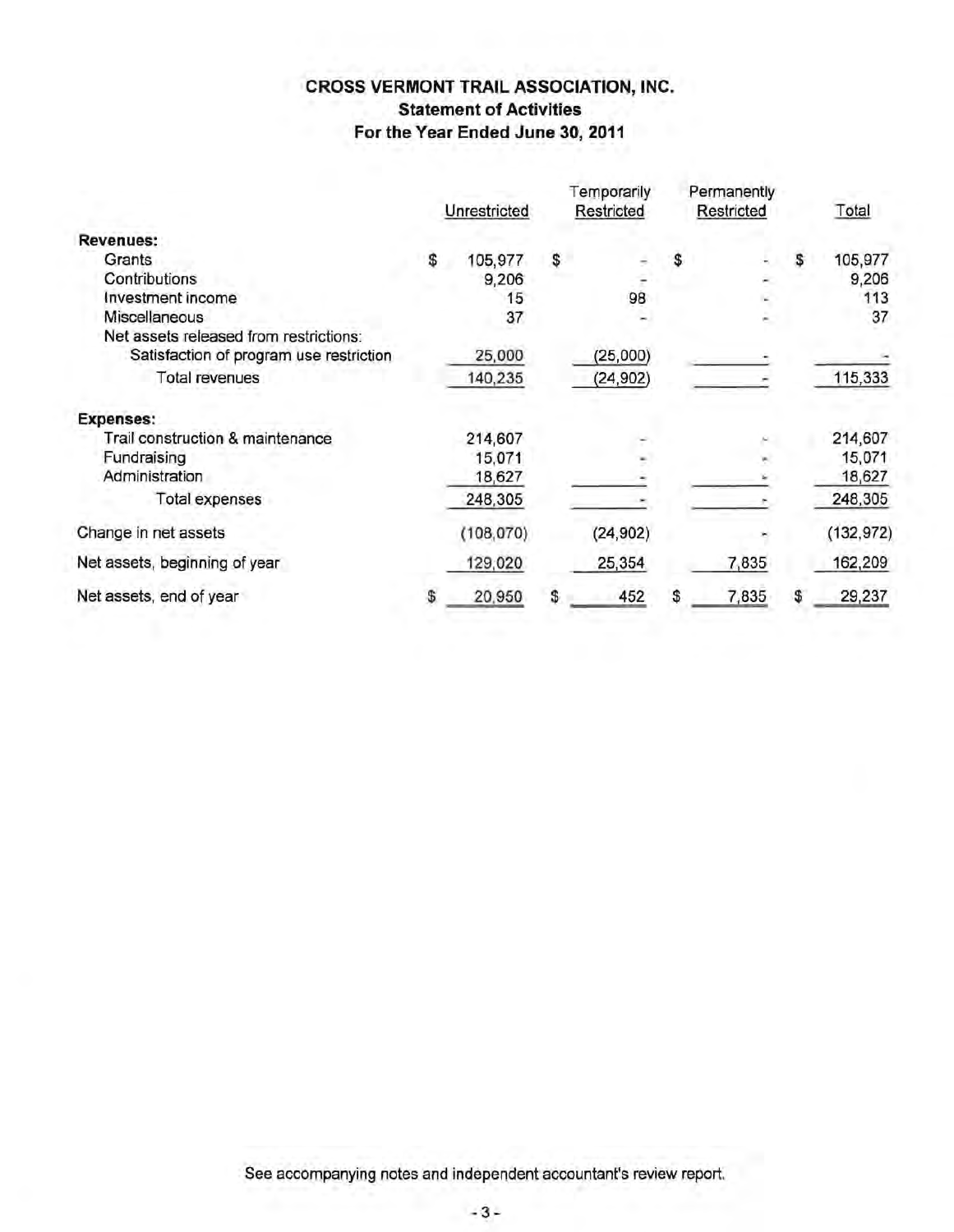# CROSS VERMONT TRAIL ASSOCIATION, INC.

## Statement of Activities

### For the Year Ended June 30, 2011

| | Unrestricted | Temporarily Restricted | Permanently Restricted | Total |
|---|---|---|---|---|
| **Revenues:** | | | | |
| Grants | $ 105,977 | $ - | $ - | $ 105,977 |
| Contributions | 9,206 | - | - | 9,206 |
| Investment income | 15 | 98 | - | 113 |
| Miscellaneous | 37 | - | - | 37 |
| Net assets released from restrictions: | | | | |
| Satisfaction of program use restriction | 25,000 | (25,000) | - | - |
| Total revenues | 140,235 | (24,902) | - | 115,333 |
| **Expenses:** | | | | |
| Trail construction & maintenance | 214,607 | - | - | 214,607 |
| Fundraising | 15,071 | - | - | 15,071 |
| Administration | 18,627 | - | - | 18,627 |
| Total expenses | 248,305 | - | - | 248,305 |
| Change in net assets | (108,070) | (24,902) | - | (132,972) |
| Net assets, beginning of year | 129,020 | 25,354 | 7,835 | 162,209 |
| Net assets, end of year | $ 20,950 | $ 452 | $ 7,835 | $ 29,237 |

See accompanying notes and independent accountant's review report.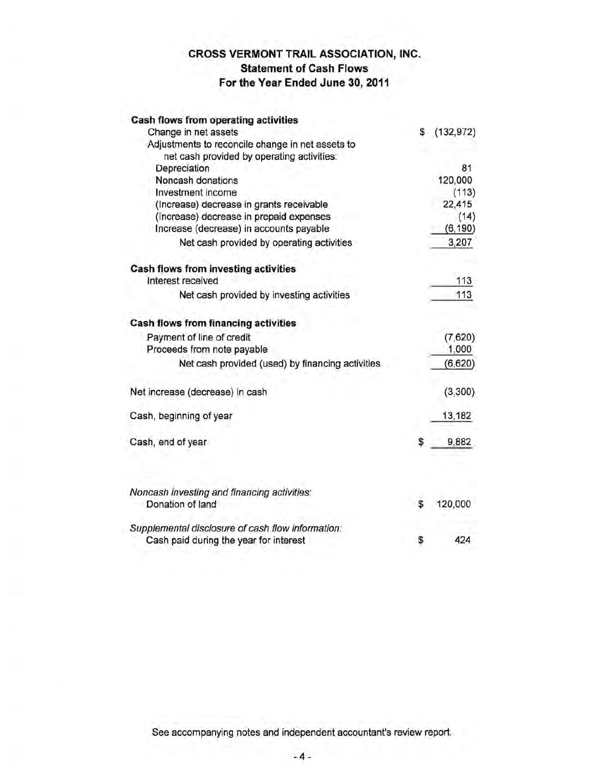# CROSS VERMONT TRAIL ASSOCIATION, INC.
## Statement of Cash Flows
## For the Year Ended June 30, 2011

| | |
|---|---|
| **Cash flows from operating activities** | |
| Change in net assets | $ (132,972) |
| Adjustments to reconcile change in net assets to net cash provided by operating activities: | |
| Depreciation | 81 |
| Noncash donations | 120,000 |
| Investment income | (113) |
| (Increase) decrease in grants receivable | 22,415 |
| (Increase) decrease in prepaid expenses | (14) |
| Increase (decrease) in accounts payable | (6,190) |
| Net cash provided by operating activities | 3,207 |
| **Cash flows from investing activities** | |
| Interest received | 113 |
| Net cash provided by investing activities | 113 |
| **Cash flows from financing activities** | |
| Payment of line of credit | (7,620) |
| Proceeds from note payable | 1,000 |
| Net cash provided (used) by financing activities | (6,620) |
| Net increase (decrease) in cash | (3,300) |
| Cash, beginning of year | 13,182 |
| Cash, end of year | $ 9,882 |

| | |
|---|---|
| *Noncash investing and financing activities:* | |
| Donation of land | $ 120,000 |
| *Supplemental disclosure of cash flow information:* | |
| Cash paid during the year for interest | $ 424 |

See accompanying notes and independent accountant's review report.